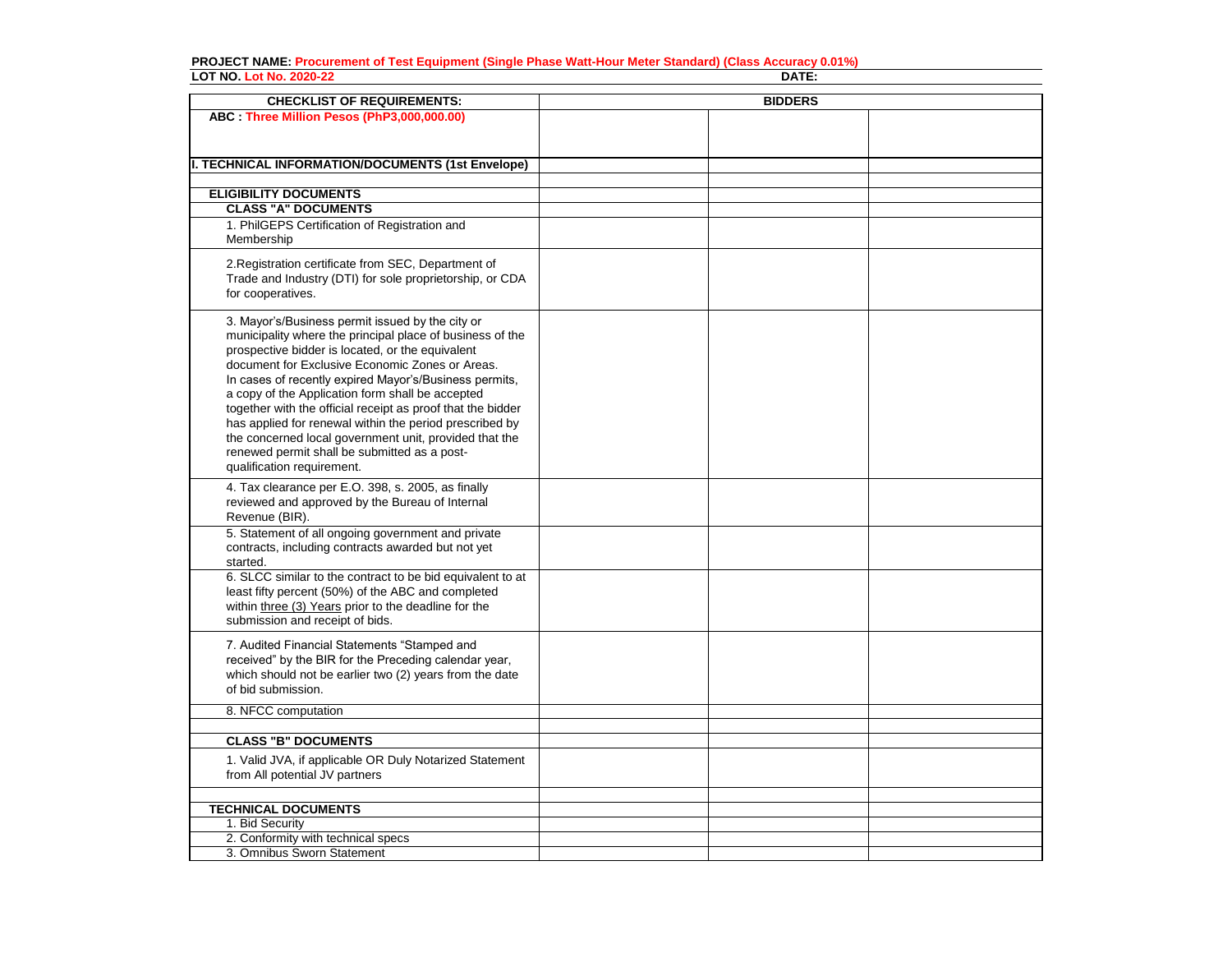**PROJECT NAME: Procurement of Test Equipment (Single Phase Watt-Hour Meter Standard) (Class Accuracy 0.01%)**

**LOT NO. Lot No. 2020-22** **DATE:**

| CHECKLIST OF REQUIREMENTS: | BIDDERS | | |
|---|---|---|---|
| **ABC : Three Million Pesos (PhP3,000,000.00)** | | | |
| **I. TECHNICAL INFORMATION/DOCUMENTS (1st Envelope)** | | | |
| | | | |
| **ELIGIBILITY DOCUMENTS** | | | |
| **CLASS "A" DOCUMENTS** | | | |
| 1. PhilGEPS Certification of Registration and Membership | | | |
| 2.Registration certificate from SEC, Department of Trade and Industry (DTI) for sole proprietorship, or CDA for cooperatives. | | | |
| 3. Mayor's/Business permit issued by the city or municipality where the principal place of business of the prospective bidder is located, or the equivalent document for Exclusive Economic Zones or Areas. In cases of recently expired Mayor's/Business permits, a copy of the Application form shall be accepted together with the official receipt as proof that the bidder has applied for renewal within the period prescribed by the concerned local government unit, provided that the renewed permit shall be submitted as a post-qualification requirement. | | | |
| 4. Tax clearance per E.O. 398, s. 2005, as finally reviewed and approved by the Bureau of Internal Revenue (BIR). | | | |
| 5. Statement of all ongoing government and private contracts, including contracts awarded but not yet started. | | | |
| 6. SLCC similar to the contract to be bid equivalent to at least fifty percent (50%) of the ABC and completed within three (3) Years prior to the deadline for the submission and receipt of bids. | | | |
| 7. Audited Financial Statements "Stamped and received" by the BIR for the Preceding calendar year, which should not be earlier two (2) years from the date of bid submission. | | | |
| 8. NFCC computation | | | |
| | | | |
| **CLASS "B" DOCUMENTS** | | | |
| 1. Valid JVA, if applicable OR Duly Notarized Statement from All potential JV partners | | | |
| | | | |
| **TECHNICAL DOCUMENTS** | | | |
| 1. Bid Security | | | |
| 2. Conformity with technical specs | | | |
| 3. Omnibus Sworn Statement | | | |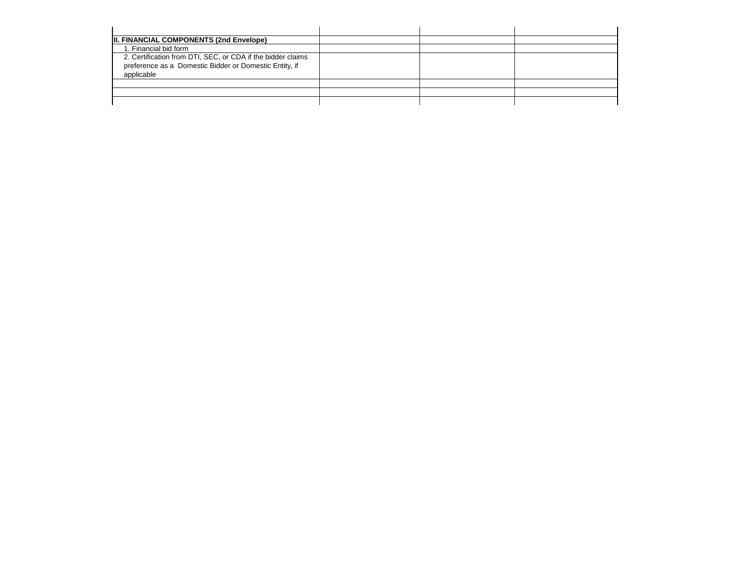| | | | |
|---|---|---|---|
| | | | |
| **II. FINANCIAL COMPONENTS (2nd Envelope)** | | | |
| 1. Financial bid form | | | |
| 2. Certification from DTI, SEC, or CDA if the bidder claims preference as a Domestic Bidder or Domestic Entity, if applicable | | | |
| | | | |
| | | | |
| | | | |